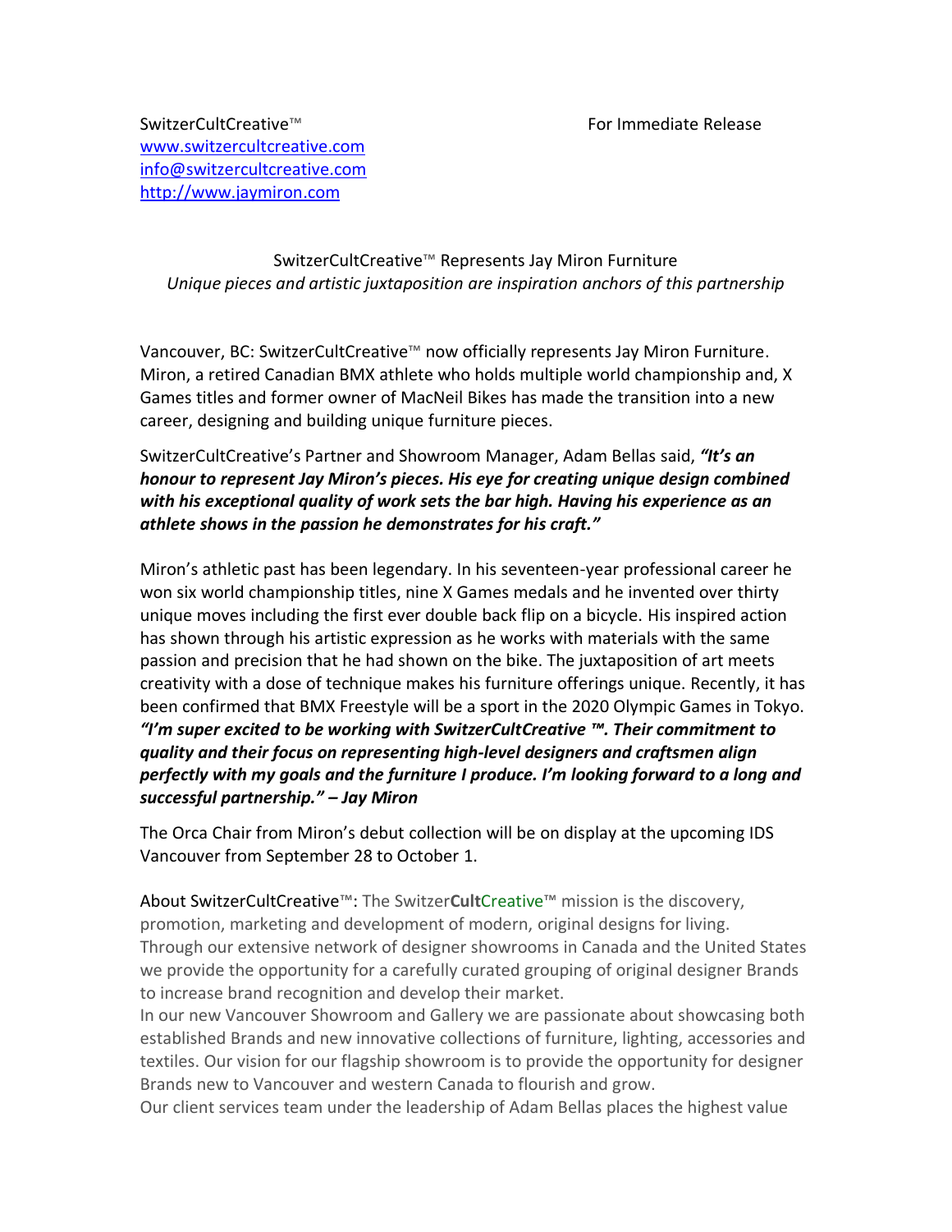SwitzerCultCreative™

www.switzercultcreative.com

info@switzercultcreative.com

http://www.jaymiron.com

For Immediate Release

## SwitzerCultCreative™ Represents Jay Miron Furniture

*Unique pieces and artistic juxtaposition are inspiration anchors of this partnership*

Vancouver, BC: SwitzerCultCreative™ now officially represents Jay Miron Furniture. Miron, a retired Canadian BMX athlete who holds multiple world championship and, X Games titles and former owner of MacNeil Bikes has made the transition into a new career, designing and building unique furniture pieces.

SwitzerCultCreative's Partner and Showroom Manager, Adam Bellas said, ***"It's an honour to represent Jay Miron's pieces. His eye for creating unique design combined with his exceptional quality of work sets the bar high. Having his experience as an athlete shows in the passion he demonstrates for his craft."***

Miron's athletic past has been legendary. In his seventeen-year professional career he won six world championship titles, nine X Games medals and he invented over thirty unique moves including the first ever double back flip on a bicycle. His inspired action has shown through his artistic expression as he works with materials with the same passion and precision that he had shown on the bike. The juxtaposition of art meets creativity with a dose of technique makes his furniture offerings unique. Recently, it has been confirmed that BMX Freestyle will be a sport in the 2020 Olympic Games in Tokyo. ***"I'm super excited to be working with SwitzerCultCreative ™. Their commitment to quality and their focus on representing high-level designers and craftsmen align perfectly with my goals and the furniture I produce. I'm looking forward to a long and successful partnership." – Jay Miron***

The Orca Chair from Miron's debut collection will be on display at the upcoming IDS Vancouver from September 28 to October 1.

About SwitzerCultCreative™: The Switzer**Cult**Creative™ mission is the discovery, promotion, marketing and development of modern, original designs for living. Through our extensive network of designer showrooms in Canada and the United States we provide the opportunity for a carefully curated grouping of original designer Brands to increase brand recognition and develop their market.

In our new Vancouver Showroom and Gallery we are passionate about showcasing both established Brands and new innovative collections of furniture, lighting, accessories and textiles. Our vision for our flagship showroom is to provide the opportunity for designer Brands new to Vancouver and western Canada to flourish and grow.

Our client services team under the leadership of Adam Bellas places the highest value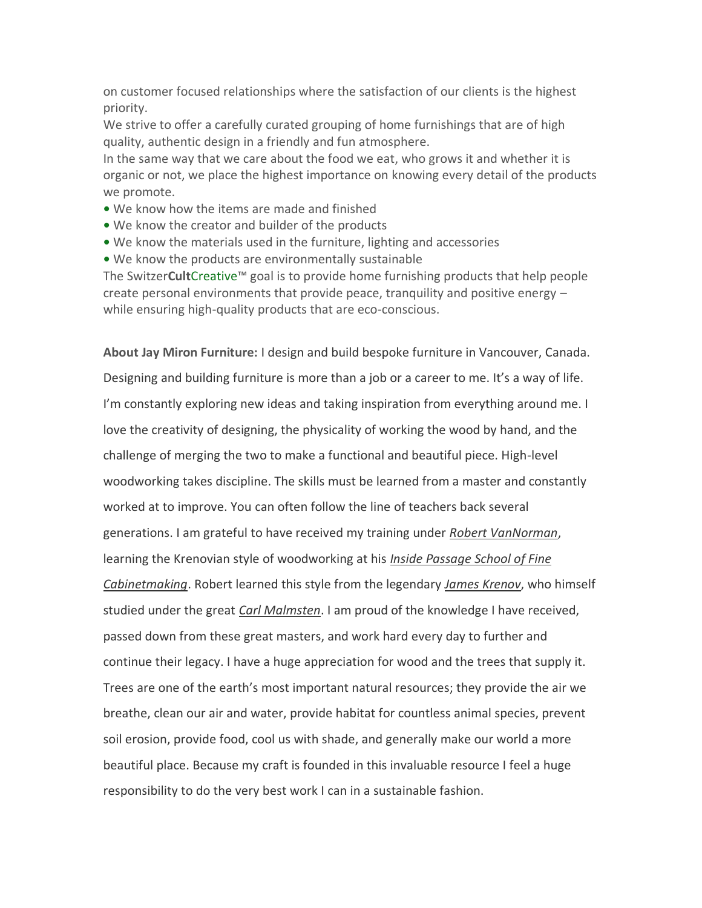on customer focused relationships where the satisfaction of our clients is the highest priority.

We strive to offer a carefully curated grouping of home furnishings that are of high quality, authentic design in a friendly and fun atmosphere.

In the same way that we care about the food we eat, who grows it and whether it is organic or not, we place the highest importance on knowing every detail of the products we promote.

- We know how the items are made and finished
- We know the creator and builder of the products
- We know the materials used in the furniture, lighting and accessories
- We know the products are environmentally sustainable

The Switzer**Cult**Creative™ goal is to provide home furnishing products that help people create personal environments that provide peace, tranquility and positive energy – while ensuring high-quality products that are eco-conscious.

**About Jay Miron Furniture:** I design and build bespoke furniture in Vancouver, Canada. Designing and building furniture is more than a job or a career to me. It's a way of life. I'm constantly exploring new ideas and taking inspiration from everything around me. I love the creativity of designing, the physicality of working the wood by hand, and the challenge of merging the two to make a functional and beautiful piece. High-level woodworking takes discipline. The skills must be learned from a master and constantly worked at to improve. You can often follow the line of teachers back several generations. I am grateful to have received my training under *Robert VanNorman*, learning the Krenovian style of woodworking at his *Inside Passage School of Fine Cabinetmaking*. Robert learned this style from the legendary *James Krenov*, who himself studied under the great *Carl Malmsten*. I am proud of the knowledge I have received, passed down from these great masters, and work hard every day to further and continue their legacy. I have a huge appreciation for wood and the trees that supply it. Trees are one of the earth's most important natural resources; they provide the air we breathe, clean our air and water, provide habitat for countless animal species, prevent soil erosion, provide food, cool us with shade, and generally make our world a more beautiful place. Because my craft is founded in this invaluable resource I feel a huge responsibility to do the very best work I can in a sustainable fashion.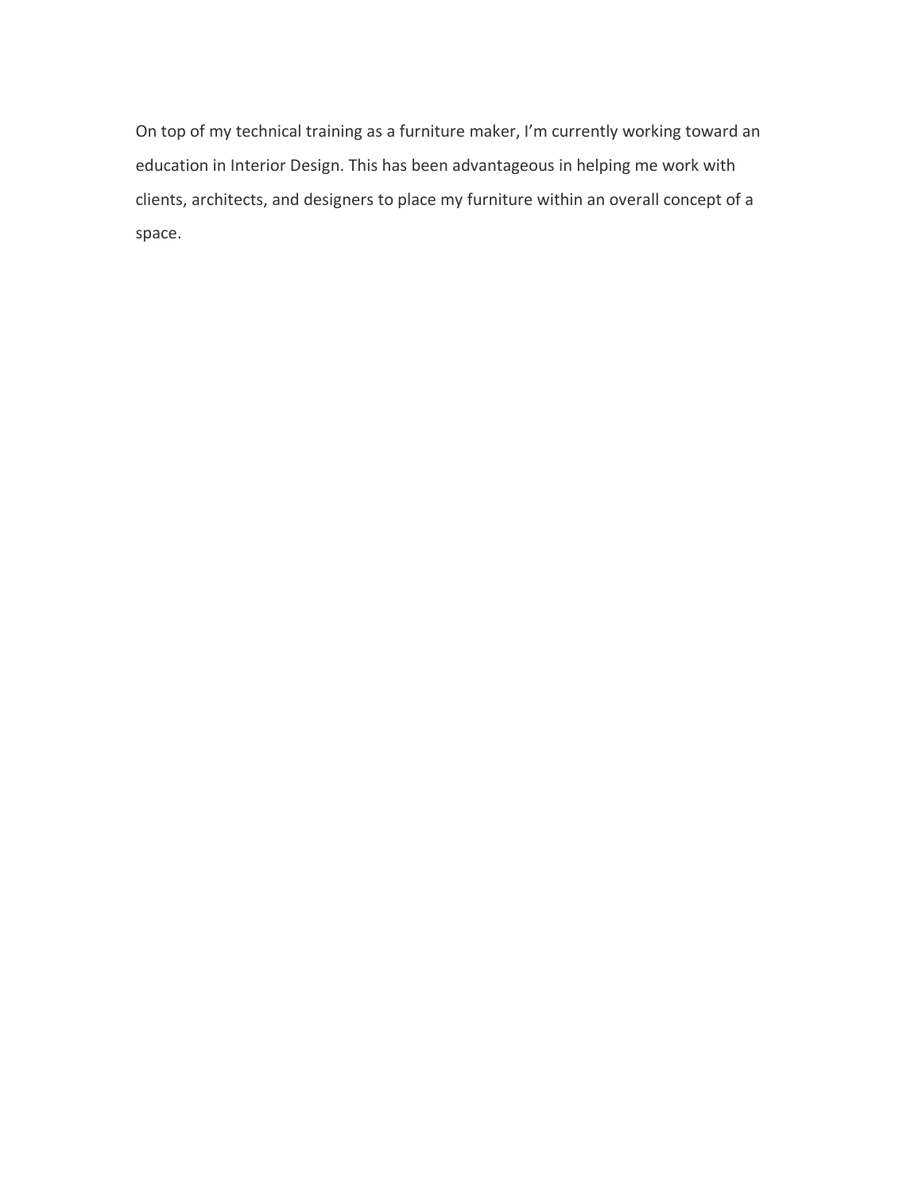On top of my technical training as a furniture maker, I'm currently working toward an education in Interior Design. This has been advantageous in helping me work with clients, architects, and designers to place my furniture within an overall concept of a space.